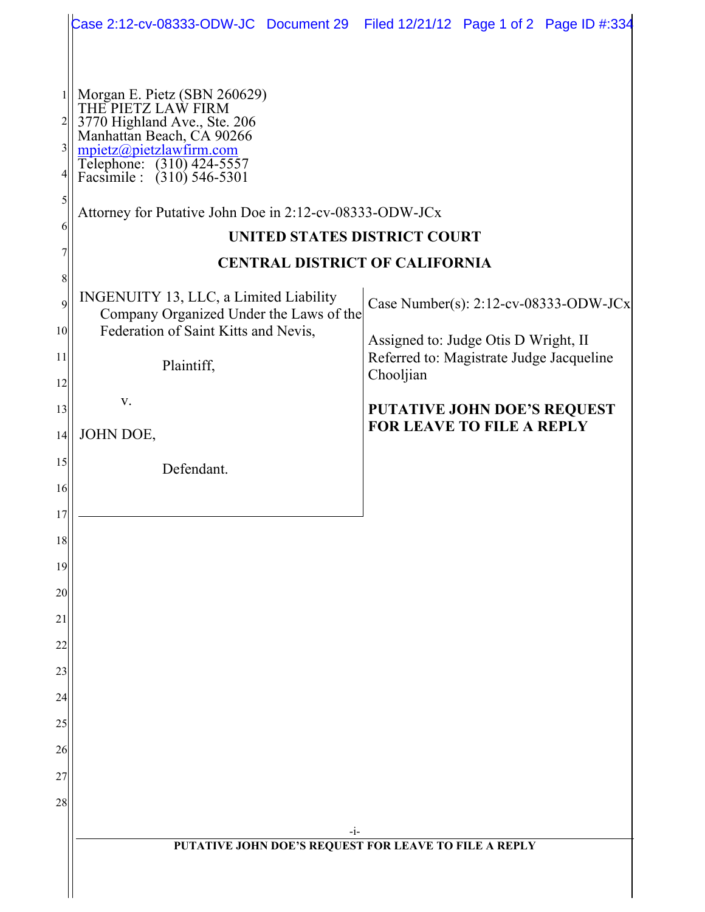Morgan E. Pietz (SBN 260629)
THE PIETZ LAW FIRM
3770 Highland Ave., Ste. 206
Manhattan Beach, CA 90266
mpietz@pietzlawfirm.com
Telephone: (310) 424-5557
Facsimile : (310) 546-5301

Attorney for Putative John Doe in 2:12-cv-08333-ODW-JCx

**UNITED STATES DISTRICT COURT**

**CENTRAL DISTRICT OF CALIFORNIA**

| | |
|---|---|
| INGENUITY 13, LLC, a Limited Liability Company Organized Under the Laws of the Federation of Saint Kitts and Nevis,<br><br>Plaintiff,<br><br>v.<br><br>JOHN DOE,<br><br>Defendant. | Case Number(s): 2:12-cv-08333-ODW-JCx<br><br>Assigned to: Judge Otis D Wright, II<br>Referred to: Magistrate Judge Jacqueline Chooljian<br><br>**PUTATIVE JOHN DOE'S REQUEST FOR LEAVE TO FILE A REPLY** |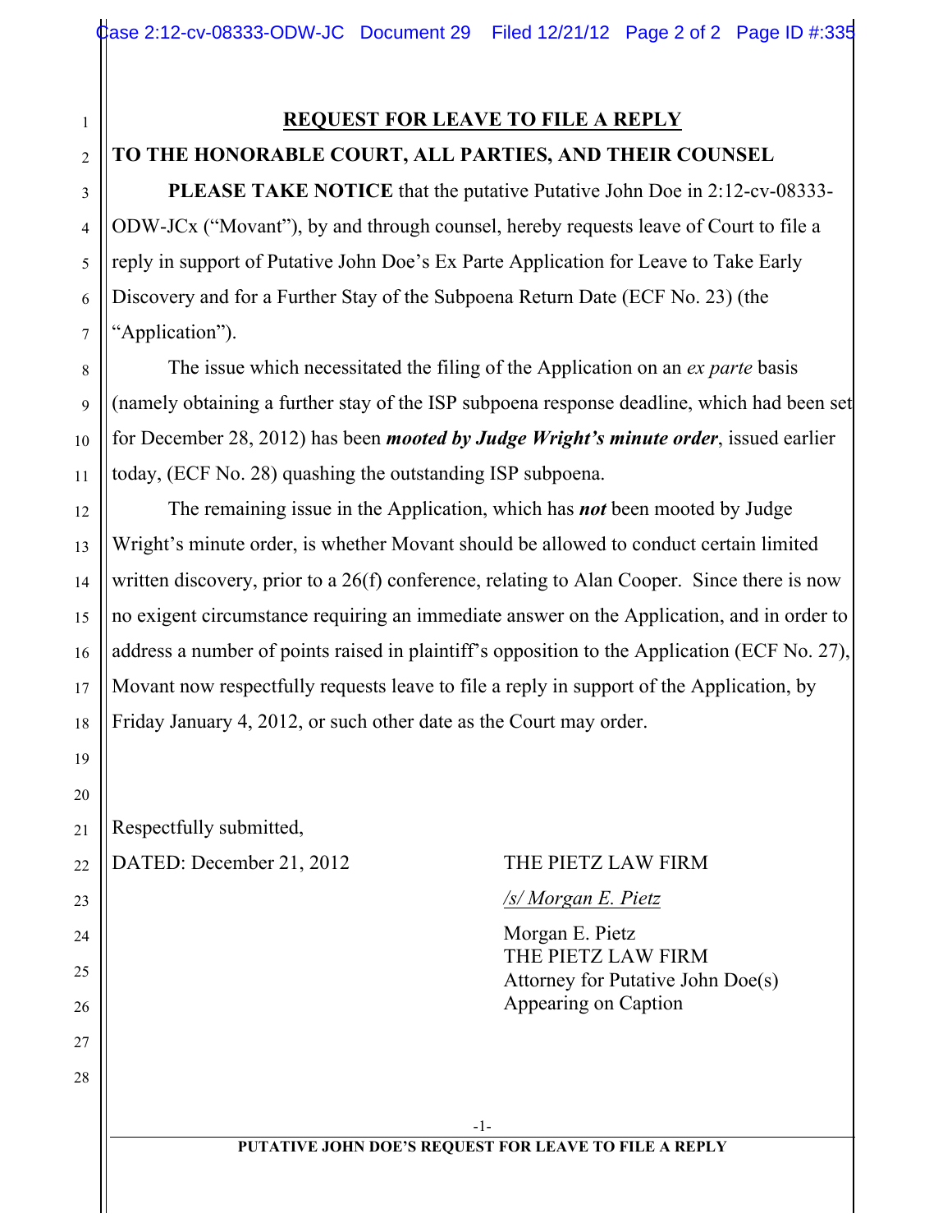**REQUEST FOR LEAVE TO FILE A REPLY**

**TO THE HONORABLE COURT, ALL PARTIES, AND THEIR COUNSEL**

**PLEASE TAKE NOTICE** that the putative Putative John Doe in 2:12-cv-08333-ODW-JCx ("Movant"), by and through counsel, hereby requests leave of Court to file a reply in support of Putative John Doe's Ex Parte Application for Leave to Take Early Discovery and for a Further Stay of the Subpoena Return Date (ECF No. 23) (the "Application").

The issue which necessitated the filing of the Application on an *ex parte* basis (namely obtaining a further stay of the ISP subpoena response deadline, which had been set for December 28, 2012) has been ***mooted by Judge Wright's minute order***, issued earlier today, (ECF No. 28) quashing the outstanding ISP subpoena.

The remaining issue in the Application, which has ***not*** been mooted by Judge Wright's minute order, is whether Movant should be allowed to conduct certain limited written discovery, prior to a 26(f) conference, relating to Alan Cooper. Since there is now no exigent circumstance requiring an immediate answer on the Application, and in order to address a number of points raised in plaintiff's opposition to the Application (ECF No. 27), Movant now respectfully requests leave to file a reply in support of the Application, by Friday January 4, 2012, or such other date as the Court may order.

Respectfully submitted,

DATED: December 21, 2012

THE PIETZ LAW FIRM

/s/ Morgan E. Pietz

Morgan E. Pietz
THE PIETZ LAW FIRM
Attorney for Putative John Doe(s)
Appearing on Caption

PUTATIVE JOHN DOE'S REQUEST FOR LEAVE TO FILE A REPLY